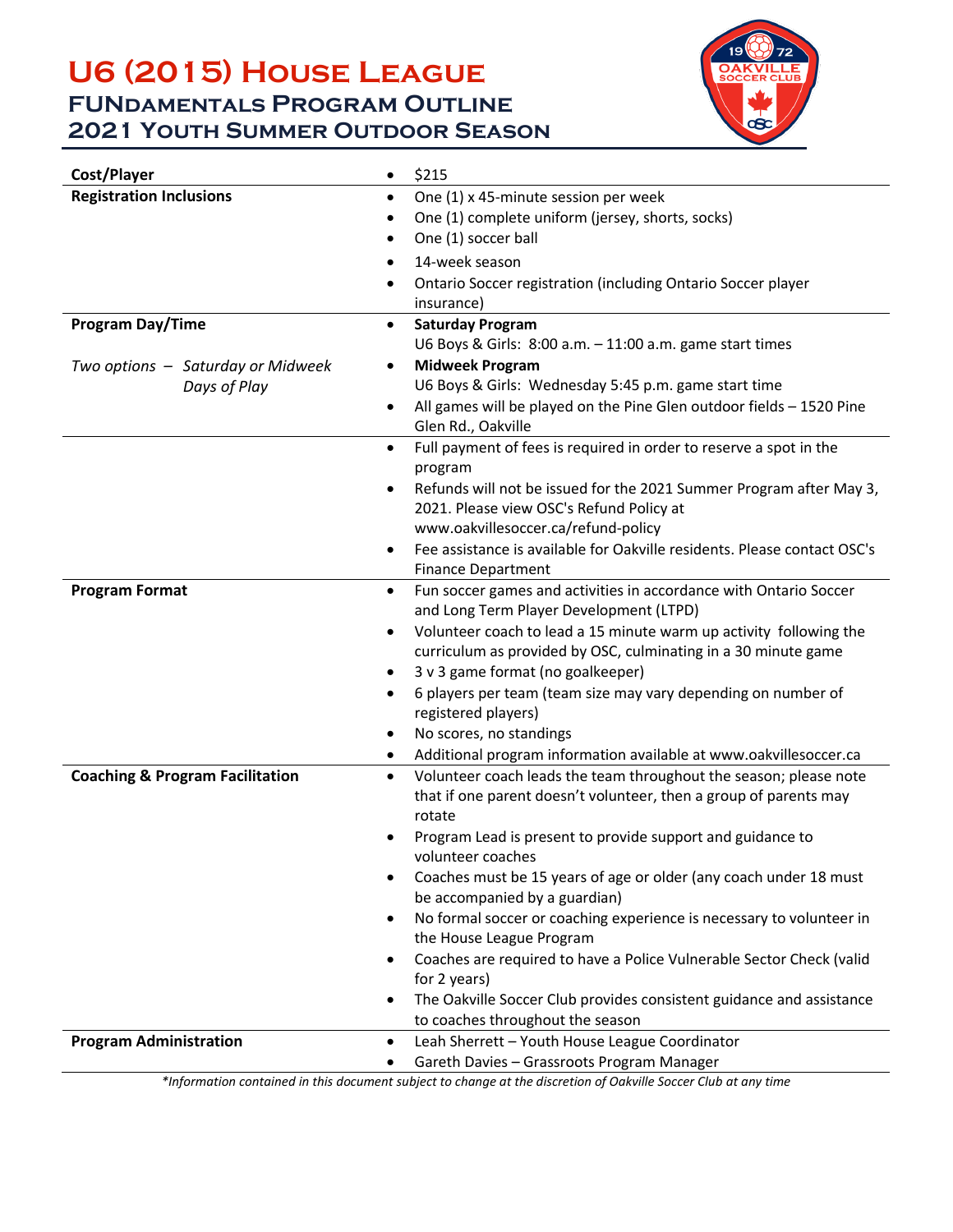# U6 (2015) House League

## FUNdamentals Program Outline

## 2021 Youth Summer Outdoor Season

| | |
|---|---|
| **Cost/Player** | • $215 |
| **Registration Inclusions** | • One (1) x 45-minute session per week<br>• One (1) complete uniform (jersey, shorts, socks)<br>• One (1) soccer ball<br>• 14-week season<br>• Ontario Soccer registration (including Ontario Soccer player insurance) |
| **Program Day/Time**<br><br>*Two options – Saturday or Midweek Days of Play* | • **Saturday Program**<br>U6 Boys & Girls: 8:00 a.m. – 11:00 a.m. game start times<br>• **Midweek Program**<br>U6 Boys & Girls: Wednesday 5:45 p.m. game start time<br>• All games will be played on the Pine Glen outdoor fields – 1520 Pine Glen Rd., Oakville |
| | • Full payment of fees is required in order to reserve a spot in the program<br>• Refunds will not be issued for the 2021 Summer Program after May 3, 2021. Please view OSC's Refund Policy at www.oakvillesoccer.ca/refund-policy<br>• Fee assistance is available for Oakville residents. Please contact OSC's Finance Department |
| **Program Format** | • Fun soccer games and activities in accordance with Ontario Soccer and Long Term Player Development (LTPD)<br>• Volunteer coach to lead a 15 minute warm up activity following the curriculum as provided by OSC, culminating in a 30 minute game<br>• 3 v 3 game format (no goalkeeper)<br>• 6 players per team (team size may vary depending on number of registered players)<br>• No scores, no standings<br>• Additional program information available at www.oakvillesoccer.ca |
| **Coaching & Program Facilitation** | • Volunteer coach leads the team throughout the season; please note that if one parent doesn't volunteer, then a group of parents may rotate<br>• Program Lead is present to provide support and guidance to volunteer coaches<br>• Coaches must be 15 years of age or older (any coach under 18 must be accompanied by a guardian)<br>• No formal soccer or coaching experience is necessary to volunteer in the House League Program<br>• Coaches are required to have a Police Vulnerable Sector Check (valid for 2 years)<br>• The Oakville Soccer Club provides consistent guidance and assistance to coaches throughout the season |
| **Program Administration** | • Leah Sherrett – Youth House League Coordinator<br>• Gareth Davies – Grassroots Program Manager |

*\*Information contained in this document subject to change at the discretion of Oakville Soccer Club at any time*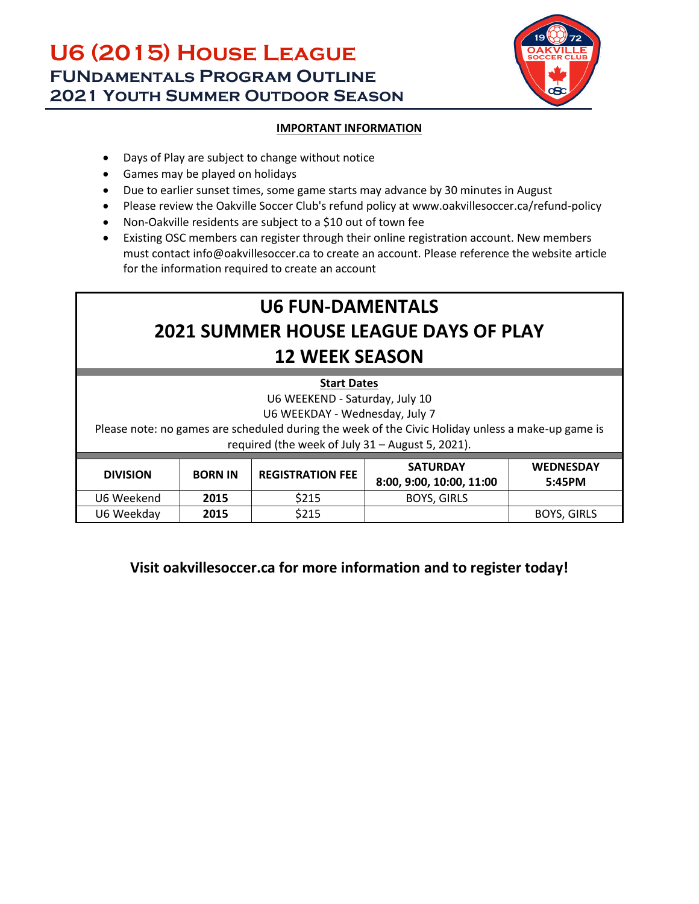# U6 (2015) House League
## FUNdamentals Program Outline
## 2021 Youth Summer Outdoor Season

**IMPORTANT INFORMATION**

- Days of Play are subject to change without notice
- Games may be played on holidays
- Due to earlier sunset times, some game starts may advance by 30 minutes in August
- Please review the Oakville Soccer Club's refund policy at www.oakvillesoccer.ca/refund-policy
- Non-Oakville residents are subject to a $10 out of town fee
- Existing OSC members can register through their online registration account. New members must contact info@oakvillesoccer.ca to create an account. Please reference the website article for the information required to create an account

## U6 FUN-DAMENTALS
## 2021 SUMMER HOUSE LEAGUE DAYS OF PLAY
## 12 WEEK SEASON

**Start Dates**

U6 WEEKEND - Saturday, July 10

U6 WEEKDAY - Wednesday, July 7

Please note: no games are scheduled during the week of the Civic Holiday unless a make-up game is required (the week of July 31 – August 5, 2021).

| DIVISION | BORN IN | REGISTRATION FEE | SATURDAY 8:00, 9:00, 10:00, 11:00 | WEDNESDAY 5:45PM |
|---|---|---|---|---|
| U6 Weekend | **2015** | $215 | BOYS, GIRLS | |
| U6 Weekday | **2015** | $215 | | BOYS, GIRLS |

**Visit oakvillesoccer.ca for more information and to register today!**